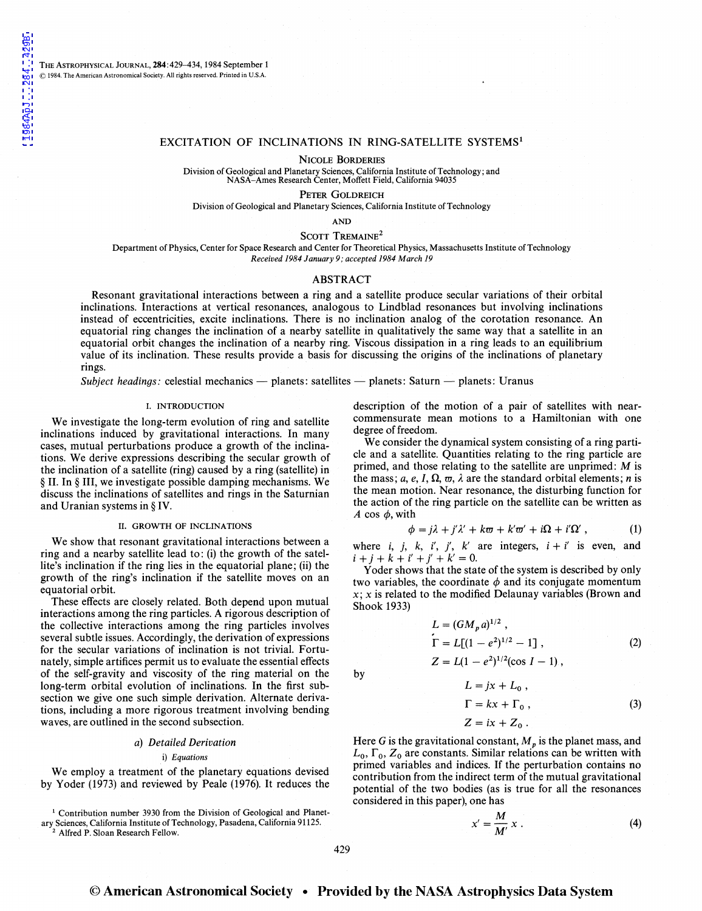# EXCITATION OF INCLINATIONS IN RING-SATELLITE SYSTEMS[1]

NICOLE BORDERIES

Division of Geological and Planetary Sciences, California Institute of Technology; and NASA–Ames Research Center, Moffett Field, California 94035

PETER GOLDREICH

Division of Geological and Planetary Sciences, California Institute of Technology

AND

SCOTT TREMAINE[2]

Department of Physics, Center for Space Research and Center for Theoretical Physics, Massachusetts Institute of Technology

*Received 1984 January 9; accepted 1984 March 19*

## ABSTRACT

Resonant gravitational interactions between a ring and a satellite produce secular variations of their orbital inclinations. Interactions at vertical resonances, analogous to Lindblad resonances but involving inclinations instead of eccentricities, excite inclinations. There is no inclination analog of the corotation resonance. An equatorial ring changes the inclination of a nearby satellite in qualitatively the same way that a satellite in an equatorial orbit changes the inclination of a nearby ring. Viscous dissipation in a ring leads to an equilibrium value of its inclination. These results provide a basis for discussing the origins of the inclinations of planetary rings.

*Subject headings:* celestial mechanics — planets: satellites — planets: Saturn — planets: Uranus

## I. INTRODUCTION

We investigate the long-term evolution of ring and satellite inclinations induced by gravitational interactions. In many cases, mutual perturbations produce a growth of the inclinations. We derive expressions describing the secular growth of the inclination of a satellite (ring) caused by a ring (satellite) in § II. In § III, we investigate possible damping mechanisms. We discuss the inclinations of satellites and rings in the Saturnian and Uranian systems in § IV.

## II. GROWTH OF INCLINATIONS

We show that resonant gravitational interactions between a ring and a nearby satellite lead to: (i) the growth of the satellite's inclination if the ring lies in the equatorial plane; (ii) the growth of the ring's inclination if the satellite moves on an equatorial orbit.

These effects are closely related. Both depend upon mutual interactions among the ring particles. A rigorous description of the collective interactions among the ring particles involves several subtle issues. Accordingly, the derivation of expressions for the secular variations of inclination is not trivial. Fortunately, simple artifices permit us to evaluate the essential effects of the self-gravity and viscosity of the ring material on the long-term orbital evolution of inclinations. In the first subsection we give one such simple derivation. Alternate derivations, including a more rigorous treatment involving bending waves, are outlined in the second subsection.

### *a) Detailed Derivation*

#### i) *Equations*

We employ a treatment of the planetary equations devised by Yoder (1973) and reviewed by Peale (1976). It reduces the description of the motion of a pair of satellites with near-commensurate mean motions to a Hamiltonian with one degree of freedom.

We consider the dynamical system consisting of a ring particle and a satellite. Quantities relating to the ring particle are primed, and those relating to the satellite are unprimed: $M$ is the mass; $a$, $e$, $I$, $\Omega$, $\varpi$, $\lambda$ are the standard orbital elements; $n$ is the mean motion. Near resonance, the disturbing function for the action of the ring particle on the satellite can be written as $A \cos \phi$, with

$$\phi = j\lambda + j'\lambda' + k\varpi + k'\varpi' + i\Omega + i'\Omega' , \tag{1}$$

where $i$, $j$, $k$, $i'$, $j'$, $k'$ are integers, $i + i'$ is even, and $i + j + k + i' + j' + k' = 0$.

Yoder shows that the state of the system is described by only two variables, the coordinate $\phi$ and its conjugate momentum $x$; $x$ is related to the modified Delaunay variables (Brown and Shook 1933)

$$\begin{aligned} L &= (GM_p a)^{1/2} , \\ \Gamma &= L[(1 - e^2)^{1/2} - 1] , \\ Z &= L(1 - e^2)^{1/2}(\cos I - 1) , \end{aligned} \tag{2}$$

by

$$\begin{aligned} L &= jx + L_0 , \\ \Gamma &= kx + \Gamma_0 , \\ Z &= ix + Z_0 . \end{aligned} \tag{3}$$

Here $G$ is the gravitational constant, $M_p$ is the planet mass, and $L_0$, $\Gamma_0$, $Z_0$ are constants. Similar relations can be written with primed variables and indices. If the perturbation contains no contribution from the indirect term of the mutual gravitational potential of the two bodies (as is true for all the resonances considered in this paper), one has

$$x' = \frac{M}{M'} x . \tag{4}$$

[1] Contribution number 3930 from the Division of Geological and Planetary Sciences, California Institute of Technology, Pasadena, California 91125.

[2] Alfred P. Sloan Research Fellow.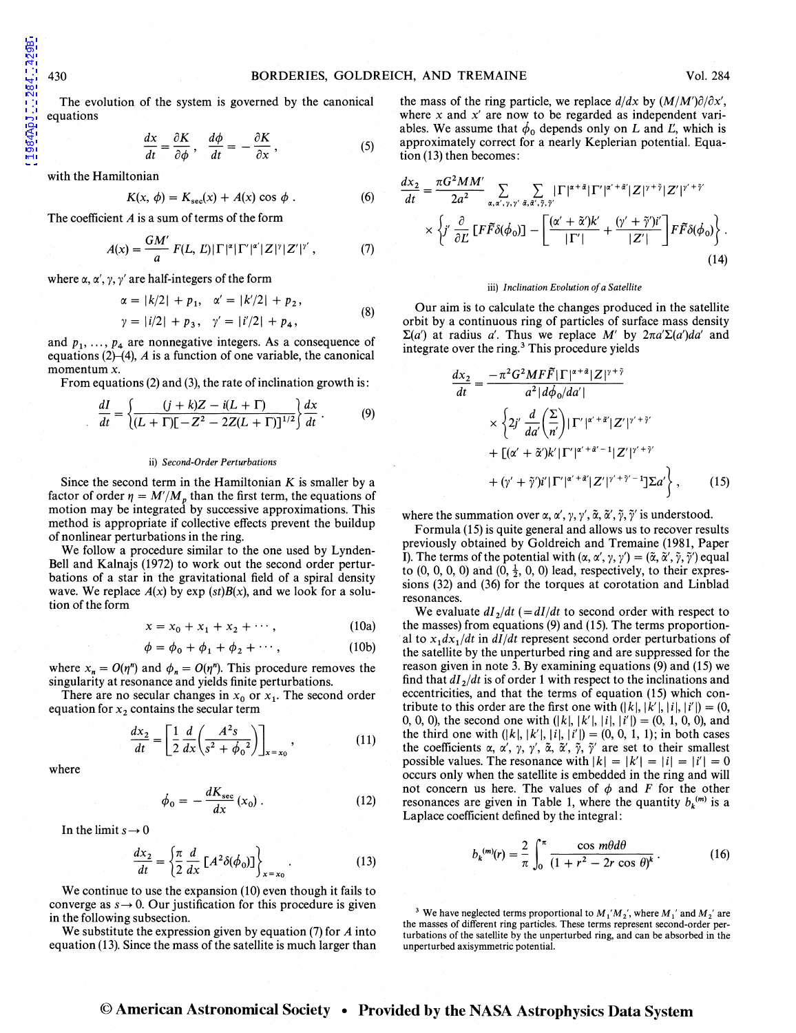The evolution of the system is governed by the canonical equations

$$\frac{dx}{dt} = \frac{\partial K}{\partial \phi}, \quad \frac{d\phi}{dt} = -\frac{\partial K}{\partial x}, \tag{5}$$

with the Hamiltonian

$$K(x, \phi) = K_{\text{sec}}(x) + A(x) \cos \phi . \tag{6}$$

The coefficient $A$ is a sum of terms of the form

$$A(x) = \frac{GM'}{a} F(L, L') |\Gamma|^{\alpha} |\Gamma'|^{\alpha'} |Z|^{\gamma} |Z'|^{\gamma'} , \tag{7}$$

where $\alpha, \alpha', \gamma, \gamma'$ are half-integers of the form

$$\begin{aligned} \alpha &= |k/2| + p_1, \quad \alpha' = |k'/2| + p_2, \\ \gamma &= |i/2| + p_3, \quad \gamma' = |i'/2| + p_4, \end{aligned} \tag{8}$$

and $p_1, \ldots, p_4$ are nonnegative integers. As a consequence of equations (2)–(4), $A$ is a function of one variable, the canonical momentum $x$.

From equations (2) and (3), the rate of inclination growth is:

$$\frac{dI}{dt} = \left\{ \frac{(j + k)Z - i(L + \Gamma)}{(L + \Gamma)[-Z^2 - 2Z(L + \Gamma)]^{1/2}} \right\} \frac{dx}{dt} . \tag{9}$$

### ii) *Second-Order Perturbations*

Since the second term in the Hamiltonian $K$ is smaller by a factor of order $\eta = M'/M_p$ than the first term, the equations of motion may be integrated by successive approximations. This method is appropriate if collective effects prevent the buildup of nonlinear perturbations in the ring.

We follow a procedure similar to the one used by Lynden-Bell and Kalnajs (1972) to work out the second order perturbations of a star in the gravitational field of a spiral density wave. We replace $A(x)$ by $\exp(st)B(x)$, and we look for a solution of the form

$$x = x_0 + x_1 + x_2 + \cdots , \tag{10a}$$

$$\phi = \phi_0 + \phi_1 + \phi_2 + \cdots , \tag{10b}$$

where $x_n = O(\eta^n)$ and $\phi_n = O(\eta^n)$. This procedure removes the singularity at resonance and yields finite perturbations.

There are no secular changes in $x_0$ or $x_1$. The second order equation for $x_2$ contains the secular term

$$\frac{dx_2}{dt} = \left[ \frac{1}{2} \frac{d}{dx} \left( \frac{A^2 s}{s^2 + \phi_0{}^2} \right) \right]_{x = x_0} , \tag{11}$$

where

$$\phi_0 = -\frac{dK_{\text{sec}}}{dx}(x_0) . \tag{12}$$

In the limit $s \to 0$

$$\frac{dx_2}{dt} = \left\{ \frac{\pi}{2} \frac{d}{dx} [A^2 \delta(\phi_0)] \right\}_{x = x_0} . \tag{13}$$

We continue to use the expansion (10) even though it fails to converge as $s \to 0$. Our justification for this procedure is given in the following subsection.

We substitute the expression given by equation (7) for $A$ into equation (13). Since the mass of the satellite is much larger than the mass of the ring particle, we replace $d/dx$ by $(M/M')\partial/\partial x'$, where $x$ and $x'$ are now to be regarded as independent variables. We assume that $\phi_0$ depends only on $L$ and $L'$, which is approximately correct for a nearly Keplerian potential. Equation (13) then becomes:

$$\begin{aligned} \frac{dx_2}{dt} = \frac{\pi G^2 M M'}{2a^2} \sum_{\alpha, \alpha', \gamma, \gamma'} \sum_{\tilde{\alpha}, \tilde{\alpha}', \tilde{\gamma}, \tilde{\gamma}'} |\Gamma|^{\alpha + \tilde{\alpha}} |\Gamma'|^{\alpha' + \tilde{\alpha}'} |Z|^{\gamma + \tilde{\gamma}} |Z'|^{\gamma' + \tilde{\gamma}'} \\ \times \left\{ j' \frac{\partial}{\partial L'} [F\tilde{F}\delta(\phi_0)] - \left[ \frac{(\alpha' + \tilde{\alpha}')k'}{|\Gamma'|} + \frac{(\gamma' + \tilde{\gamma}')i'}{|Z'|} \right] F\tilde{F}\delta(\phi_0) \right\} . \end{aligned} \tag{14}$$

### iii) *Inclination Evolution of a Satellite*

Our aim is to calculate the changes produced in the satellite orbit by a continuous ring of particles of surface mass density $\Sigma(a')$ at radius $a'$. Thus we replace $M'$ by $2\pi a' \Sigma(a') da'$ and integrate over the ring.[3] This procedure yields

$$\begin{aligned} \frac{dx_2}{dt} = & \frac{-\pi^2 G^2 M F \tilde{F} |\Gamma|^{\alpha + \tilde{\alpha}} |Z|^{\gamma + \tilde{\gamma}}}{a^2 |d\phi_0/da'|} \\ & \times \left\{ 2j' \frac{d}{da'} \left( \frac{\Sigma}{n'} \right) |\Gamma'|^{\alpha' + \tilde{\alpha}'} |Z'|^{\gamma' + \tilde{\gamma}'} \right. \\ & + [(\alpha' + \tilde{\alpha}')k' |\Gamma'|^{\alpha' + \tilde{\alpha}' - 1} |Z'|^{\gamma' + \tilde{\gamma}'} \\ & \left. + (\gamma' + \tilde{\gamma}')i' |\Gamma'|^{\alpha' + \tilde{\alpha}'} |Z'|^{\gamma' + \tilde{\gamma}' - 1}] \Sigma a' \right\} , \end{aligned} \tag{15}$$

where the summation over $\alpha, \alpha', \gamma, \gamma', \tilde{\alpha}, \tilde{\alpha}', \tilde{\gamma}, \tilde{\gamma}'$ is understood.

Formula (15) is quite general and allows us to recover results previously obtained by Goldreich and Tremaine (1981, Paper I). The terms of the potential with $(\alpha, \alpha', \gamma, \gamma') = (\tilde{\alpha}, \tilde{\alpha}', \tilde{\gamma}, \tilde{\gamma}')$ equal to $(0, 0, 0, 0)$ and $(0, \frac{1}{2}, 0, 0)$ lead, respectively, to their expressions (32) and (36) for the torques at corotation and Linblad resonances.

We evaluate $dI_2/dt$ ($= dI/dt$ to second order with respect to the masses) from equations (9) and (15). The terms proportional to $x_1 dx_1/dt$ in $dI/dt$ represent second order perturbations of the satellite by the unperturbed ring and are suppressed for the reason given in note 3. By examining equations (9) and (15) we find that $dI_2/dt$ is of order 1 with respect to the inclinations and eccentricities, and that the terms of equation (15) which contribute to this order are the first one with $(|k|, |k'|, |i|, |i'|) = (0, 0, 0, 0)$, the second one with $(|k|, |k'|, |i|, |i'|) = (0, 1, 0, 0)$, and the third one with $(|k|, |k'|, |i|, |i'|) = (0, 0, 1, 1)$; in both cases the coefficients $\alpha, \alpha', \gamma, \gamma', \tilde{\alpha}, \tilde{\alpha}', \tilde{\gamma}, \tilde{\gamma}'$ are set to their smallest possible values. The resonance with $|k| = |k'| = |i| = |i'| = 0$ occurs only when the satellite is embedded in the ring and will not concern us here. The values of $\phi$ and $F$ for the other resonances are given in Table 1, where the quantity $b_k{}^{(m)}$ is a Laplace coefficient defined by the integral:

$$b_k{}^{(m)}(r) = \frac{2}{\pi} \int_0^{\pi} \frac{\cos m\theta d\theta}{(1 + r^2 - 2r \cos \theta)^k} . \tag{16}$$

[3] We have neglected terms proportional to $M_1' M_2'$, where $M_1'$ and $M_2'$ are the masses of different ring particles. These terms represent second-order perturbations of the satellite by the unperturbed ring, and can be absorbed in the unperturbed axisymmetric potential.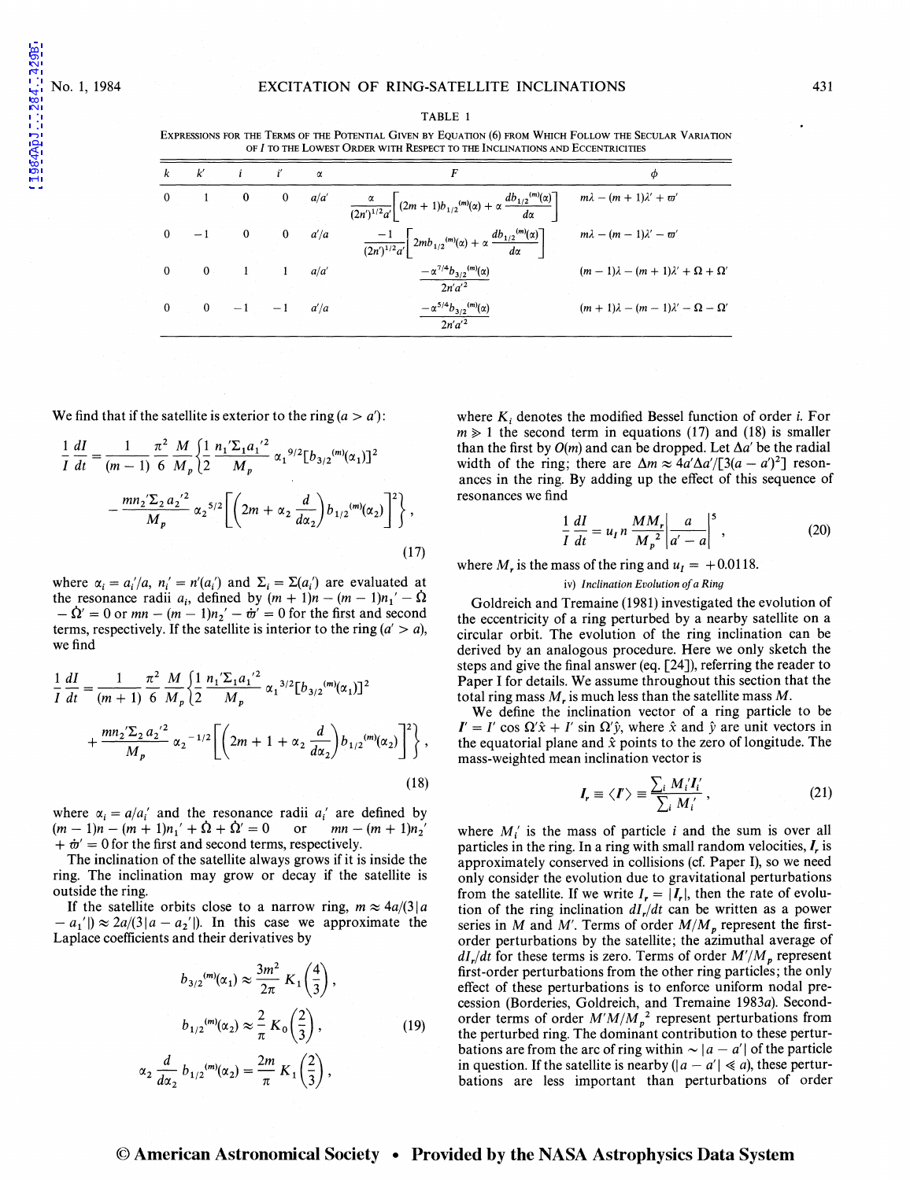TABLE 1

EXPRESSIONS FOR THE TERMS OF THE POTENTIAL GIVEN BY EQUATION (6) FROM WHICH FOLLOW THE SECULAR VARIATION OF $I$ TO THE LOWEST ORDER WITH RESPECT TO THE INCLINATIONS AND ECCENTRICITIES

| $k$ | $k'$ | $i$ | $i'$ | $\alpha$ | $F$ | $\phi$ |
|---|---|---|---|---|---|---|
| 0 | 1 | 0 | 0 | $a/a'$ | $\dfrac{\alpha}{(2n')^{1/2}a'}\left[(2m+1)b_{1/2}^{(m)}(\alpha) + \alpha\dfrac{db_{1/2}^{(m)}(\alpha)}{d\alpha}\right]$ | $m\lambda - (m+1)\lambda' + \varpi'$ |
| 0 | $-1$ | 0 | 0 | $a'/a$ | $\dfrac{-1}{(2n')^{1/2}a'}\left[2mb_{1/2}^{(m)}(\alpha) + \alpha\dfrac{db_{1/2}^{(m)}(\alpha)}{d\alpha}\right]$ | $m\lambda - (m-1)\lambda' - \varpi'$ |
| 0 | 0 | 1 | 1 | $a/a'$ | $\dfrac{-\alpha^{7/4}b_{3/2}^{(m)}(\alpha)}{2n'a'^2}$ | $(m-1)\lambda - (m+1)\lambda' + \Omega + \Omega'$ |
| 0 | 0 | $-1$ | $-1$ | $a'/a$ | $\dfrac{-\alpha^{5/4}b_{3/2}^{(m)}(\alpha)}{2n'a'^2}$ | $(m+1)\lambda - (m-1)\lambda' - \Omega - \Omega'$ |

We find that if the satellite is exterior to the ring ($a > a'$):

$$\frac{1}{I}\frac{dI}{dt} = \frac{1}{(m-1)}\frac{\pi^2}{6}\frac{M}{M_p}\left\{\frac{1}{2}\frac{n_1'\Sigma_1 a_1'^2}{M_p}\alpha_1^{9/2}[b_{3/2}^{(m)}(\alpha_1)]^2 - \frac{mn_2'\Sigma_2 a_2'^2}{M_p}\alpha_2^{5/2}\left[\left(2m + \alpha_2\frac{d}{d\alpha_2}\right)b_{1/2}^{(m)}(\alpha_2)\right]^2\right\}, \tag{17}$$

where $\alpha_i = a_i'/a$, $n_i' = n'(a_i')$ and $\Sigma_i = \Sigma(a_i')$ are evaluated at the resonance radii $a_i$, defined by $(m+1)n - (m-1)n_1' - \dot{\Omega} - \dot{\Omega}' = 0$ or $mn - (m-1)n_2' - \dot{\varpi}' = 0$ for the first and second terms, respectively. If the satellite is interior to the ring ($a' > a$), we find

$$\frac{1}{I}\frac{dI}{dt} = \frac{1}{(m+1)}\frac{\pi^2}{6}\frac{M}{M_p}\left\{\frac{1}{2}\frac{n_1'\Sigma_1 a_1'^2}{M_p}\alpha_1^{3/2}[b_{3/2}^{(m)}(\alpha_1)]^2 + \frac{mn_2'\Sigma_2 a_2'^2}{M_p}\alpha_2^{-1/2}\left[\left(2m + 1 + \alpha_2\frac{d}{d\alpha_2}\right)b_{1/2}^{(m)}(\alpha_2)\right]^2\right\}, \tag{18}$$

where $\alpha_i = a/a_i'$ and the resonance radii $a_i'$ are defined by $(m-1)n - (m+1)n_1' + \dot{\Omega} + \dot{\Omega}' = 0$ or $mn - (m+1)n_2' + \dot{\varpi}' = 0$ for the first and second terms, respectively.

The inclination of the satellite always grows if it is inside the ring. The inclination may grow or decay if the satellite is outside the ring.

If the satellite orbits close to a narrow ring, $m \approx 4a/(3|a - a_1'|) \approx 2a/(3|a - a_2'|)$. In this case we approximate the Laplace coefficients and their derivatives by

$$b_{3/2}^{(m)}(\alpha_1) \approx \frac{3m^2}{2\pi}K_1\left(\frac{4}{3}\right),$$
$$b_{1/2}^{(m)}(\alpha_2) \approx \frac{2}{\pi}K_0\left(\frac{2}{3}\right), \tag{19}$$
$$\alpha_2\frac{d}{d\alpha_2}b_{1/2}^{(m)}(\alpha_2) = \frac{2m}{\pi}K_1\left(\frac{2}{3}\right),$$

where $K_i$ denotes the modified Bessel function of order $i$. For $m \gg 1$ the second term in equations (17) and (18) is smaller than the first by $O(m)$ and can be dropped. Let $\Delta a'$ be the radial width of the ring; there are $\Delta m \approx 4a'\Delta a'/[3(a - a')^2]$ resonances in the ring. By adding up the effect of this sequence of resonances we find

$$\frac{1}{I}\frac{dI}{dt} = u_I n \frac{MM_r}{M_p^2}\left|\frac{a}{a' - a}\right|^5, \tag{20}$$

where $M_r$ is the mass of the ring and $u_I = +0.0118$.

### iv) *Inclination Evolution of a Ring*

Goldreich and Tremaine (1981) investigated the evolution of the eccentricity of a ring perturbed by a nearby satellite on a circular orbit. The evolution of the ring inclination can be derived by an analogous procedure. Here we only sketch the steps and give the final answer (eq. [24]), referring the reader to Paper I for details. We assume throughout this section that the total ring mass $M_r$ is much less than the satellite mass $M$.

We define the inclination vector of a ring particle to be $\boldsymbol{I}' = I' \cos \Omega'\hat{x} + I' \sin \Omega'\hat{y}$, where $\hat{x}$ and $\hat{y}$ are unit vectors in the equatorial plane and $\hat{x}$ points to the zero of longitude. The mass-weighted mean inclination vector is

$$\boldsymbol{I}_r \equiv \langle \boldsymbol{I}' \rangle \equiv \frac{\sum_i M_i'\boldsymbol{I}_i'}{\sum_i M_i'}, \tag{21}$$

where $M_i'$ is the mass of particle $i$ and the sum is over all particles in the ring. In a ring with small random velocities, $\boldsymbol{I}_r$ is approximately conserved in collisions (cf. Paper I), so we need only consider the evolution due to gravitational perturbations from the satellite. If we write $I_r = |\boldsymbol{I}_r|$, then the rate of evolution of the ring inclination $dI_r/dt$ can be written as a power series in $M$ and $M'$. Terms of order $M/M_p$ represent the first-order perturbations by the satellite; the azimuthal average of $dI_r/dt$ for these terms is zero. Terms of order $M'/M_p$ represent first-order perturbations from the other ring particles; the only effect of these perturbations is to enforce uniform nodal precession (Borderies, Goldreich, and Tremaine 1983*a*). Second-order terms of order $M'M/M_p^2$ represent perturbations from the perturbed ring. The dominant contribution to these perturbations are from the arc of ring within $\sim |a - a'|$ of the particle in question. If the satellite is nearby ($|a - a'| \ll a$), these perturbations are less important than perturbations of order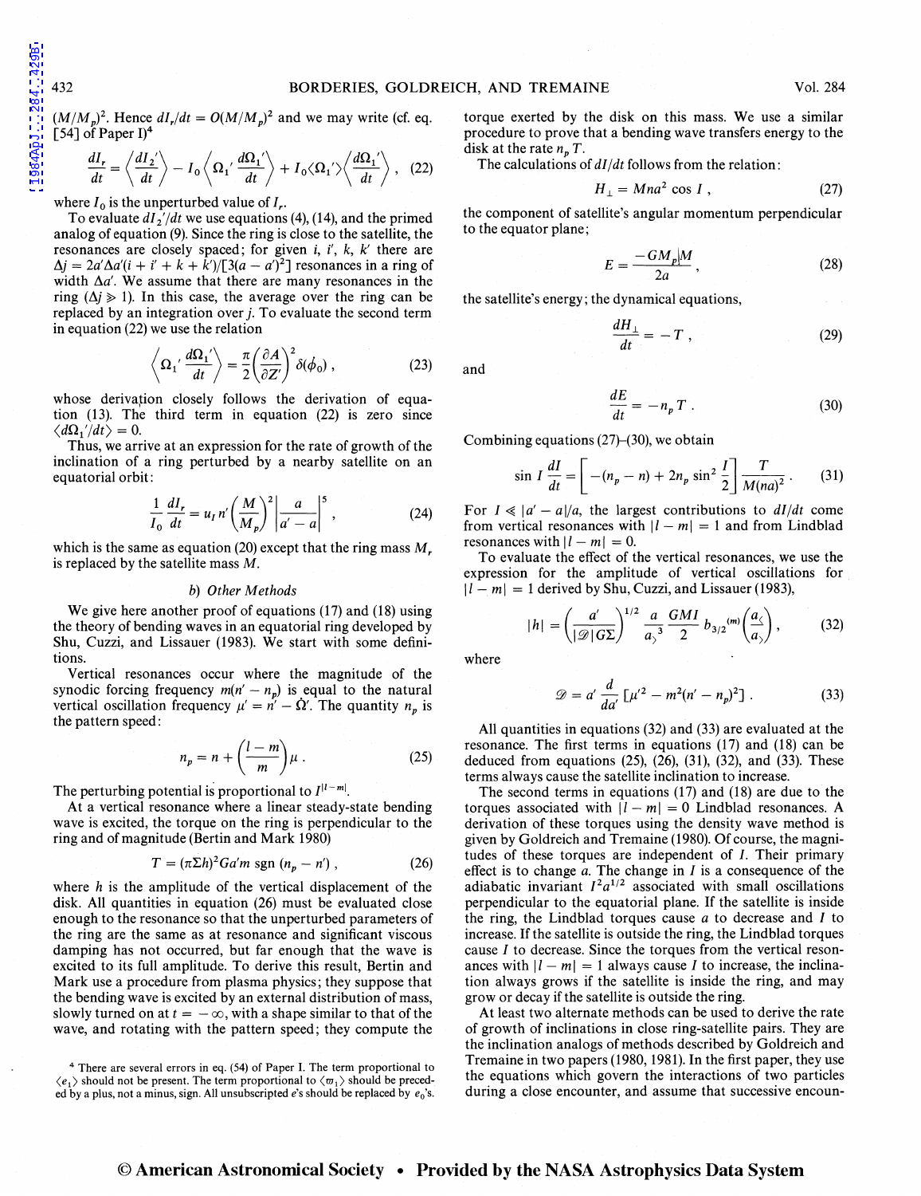$(M/M_p)^2$. Hence $dI_r/dt = O(M/M_p)^2$ and we may write (cf. eq. [54] of Paper I)[4]

$$\frac{dI_r}{dt} = \left\langle \frac{dI_2'}{dt} \right\rangle - I_0 \left\langle \Omega_1' \frac{d\Omega_1'}{dt} \right\rangle + I_0 \langle \Omega_1' \rangle \left\langle \frac{d\Omega_1'}{dt} \right\rangle , \quad (22)$$

where $I_0$ is the unperturbed value of $I_r$.

To evaluate $dI_2'/dt$ we use equations (4), (14), and the primed analog of equation (9). Since the ring is close to the satellite, the resonances are closely spaced; for given $i$, $i'$, $k$, $k'$ there are $\Delta j = 2a'\Delta a'(i + i' + k + k')/[3(a - a')^2]$ resonances in a ring of width $\Delta a'$. We assume that there are many resonances in the ring ($\Delta j \gg 1$). In this case, the average over the ring can be replaced by an integration over $j$. To evaluate the second term in equation (22) we use the relation

$$\left\langle \Omega_1' \frac{d\Omega_1'}{dt} \right\rangle = \frac{\pi}{2} \left( \frac{\partial A}{\partial Z'} \right)^2 \delta(\dot{\phi}_0) , \quad (23)$$

whose derivation closely follows the derivation of equation (13). The third term in equation (22) is zero since $\langle d\Omega_1'/dt \rangle = 0$.

Thus, we arrive at an expression for the rate of growth of the inclination of a ring perturbed by a nearby satellite on an equatorial orbit:

$$\frac{1}{I_0} \frac{dI_r}{dt} = u_I n' \left( \frac{M}{M_p} \right)^2 \left| \frac{a}{a' - a} \right|^5 , \quad (24)$$

which is the same as equation (20) except that the ring mass $M_r$ is replaced by the satellite mass $M$.

### b) Other Methods

We give here another proof of equations (17) and (18) using the theory of bending waves in an equatorial ring developed by Shu, Cuzzi, and Lissauer (1983). We start with some definitions.

Vertical resonances occur where the magnitude of the synodic forcing frequency $m(n' - n_p)$ is equal to the natural vertical oscillation frequency $\mu' = n' - \dot{\Omega}'$. The quantity $n_p$ is the pattern speed:

$$n_p = n + \left( \frac{l - m}{m} \right) \mu . \quad (25)$$

The perturbing potential is proportional to $I^{|l-m|}$.

At a vertical resonance where a linear steady-state bending wave is excited, the torque on the ring is perpendicular to the ring and of magnitude (Bertin and Mark 1980)

$$T = (\pi \Sigma h)^2 G a' m \operatorname{sgn}(n_p - n') , \quad (26)$$

where $h$ is the amplitude of the vertical displacement of the disk. All quantities in equation (26) must be evaluated close enough to the resonance so that the unperturbed parameters of the ring are the same as at resonance and significant viscous damping has not occurred, but far enough that the wave is excited to its full amplitude. To derive this result, Bertin and Mark use a procedure from plasma physics; they suppose that the bending wave is excited by an external distribution of mass, slowly turned on at $t = -\infty$, with a shape similar to that of the wave, and rotating with the pattern speed; they compute the torque exerted by the disk on this mass. We use a similar procedure to prove that a bending wave transfers energy to the disk at the rate $n_p T$.

The calculations of $dI/dt$ follows from the relation:

$$H_\perp = Mna^2 \cos I , \quad (27)$$

the component of satellite's angular momentum perpendicular to the equator plane;

$$E = \frac{-GM_p M}{2a} , \quad (28)$$

the satellite's energy; the dynamical equations,

$$\frac{dH_\perp}{dt} = -T , \quad (29)$$

and

$$\frac{dE}{dt} = -n_p T . \quad (30)$$

Combining equations (27)–(30), we obtain

$$\sin I \frac{dI}{dt} = \left[ -(n_p - n) + 2n_p \sin^2 \frac{I}{2} \right] \frac{T}{M(na)^2} . \quad (31)$$

For $I \ll |a' - a|/a$, the largest contributions to $dI/dt$ come from vertical resonances with $|l - m| = 1$ and from Lindblad resonances with $|l - m| = 0$.

To evaluate the effect of the vertical resonances, we use the expression for the amplitude of vertical oscillations for $|l - m| = 1$ derived by Shu, Cuzzi, and Lissauer (1983),

$$|h| = \left( \frac{a'}{|\mathscr{D}| G \Sigma} \right)^{1/2} \frac{a}{a_>^3} \frac{GMI}{2} b_{3/2}^{(m)} \left( \frac{a_<}{a_>} \right) , \quad (32)$$

where

$$\mathscr{D} = a' \frac{d}{da'} [\mu'^2 - m^2(n' - n_p)^2] . \quad (33)$$

All quantities in equations (32) and (33) are evaluated at the resonance. The first terms in equations (17) and (18) can be deduced from equations (25), (26), (31), (32), and (33). These terms always cause the satellite inclination to increase.

The second terms in equations (17) and (18) are due to the torques associated with $|l - m| = 0$ Lindblad resonances. A derivation of these torques using the density wave method is given by Goldreich and Tremaine (1980). Of course, the magnitudes of these torques are independent of $I$. Their primary effect is to change $a$. The change in $I$ is a consequence of the adiabatic invariant $I^2 a^{1/2}$ associated with small oscillations perpendicular to the equatorial plane. If the satellite is inside the ring, the Lindblad torques cause $a$ to decrease and $I$ to increase. If the satellite is outside the ring, the Lindblad torques cause $I$ to decrease. Since the torques from the vertical resonances with $|l - m| = 1$ always cause $I$ to increase, the inclination always grows if the satellite is inside the ring, and may grow or decay if the satellite is outside the ring.

At least two alternate methods can be used to derive the rate of growth of inclinations in close ring-satellite pairs. They are the inclination analogs of methods described by Goldreich and Tremaine in two papers (1980, 1981). In the first paper, they use the equations which govern the interactions of two particles during a close encounter, and assume that successive encoun-

[4] There are several errors in eq. (54) of Paper I. The term proportional to $\langle e_1 \rangle$ should not be present. The term proportional to $\langle \varpi_1 \rangle$ should be preceded by a plus, not a minus, sign. All unsubscripted $e$'s should be replaced by $e_0$'s.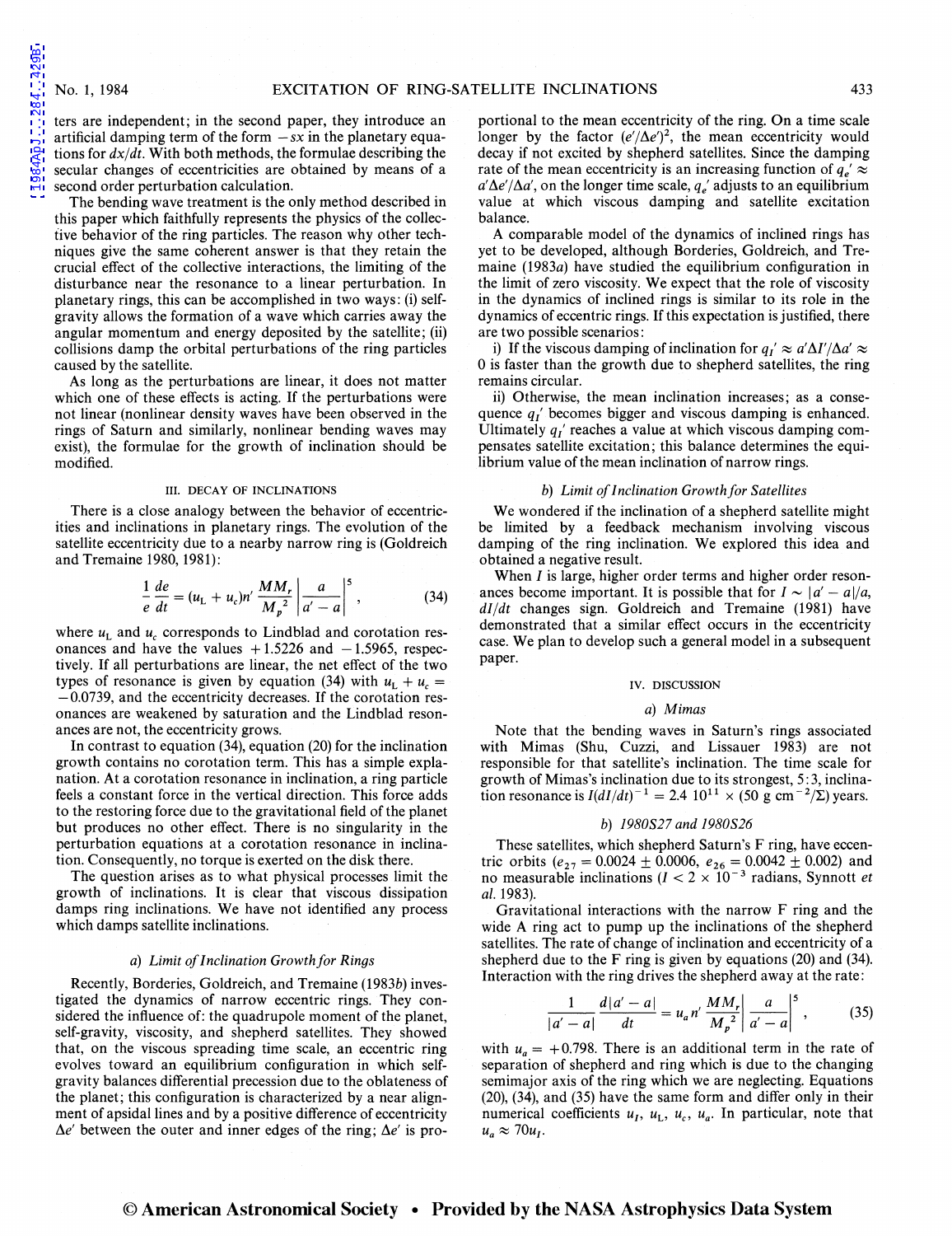ters are independent; in the second paper, they introduce an artificial damping term of the form $-sx$ in the planetary equations for $dx/dt$. With both methods, the formulae describing the secular changes of eccentricities are obtained by means of a second order perturbation calculation.

The bending wave treatment is the only method described in this paper which faithfully represents the physics of the collective behavior of the ring particles. The reason why other techniques give the same coherent answer is that they retain the crucial effect of the collective interactions, the limiting of the disturbance near the resonance to a linear perturbation. In planetary rings, this can be accomplished in two ways: (i) self-gravity allows the formation of a wave which carries away the angular momentum and energy deposited by the satellite; (ii) collisions damp the orbital perturbations of the ring particles caused by the satellite.

As long as the perturbations are linear, it does not matter which one of these effects is acting. If the perturbations were not linear (nonlinear density waves have been observed in the rings of Saturn and similarly, nonlinear bending waves may exist), the formulae for the growth of inclination should be modified.

## III. DECAY OF INCLINATIONS

There is a close analogy between the behavior of eccentricities and inclinations in planetary rings. The evolution of the satellite eccentricity due to a nearby narrow ring is (Goldreich and Tremaine 1980, 1981):

$$\frac{1}{e}\frac{de}{dt} = (u_{\mathrm{L}} + u_c)n'\frac{MM_r}{M_p^{\,2}}\left|\frac{a}{a'-a}\right|^5 , \tag{34}$$

where $u_{\mathrm{L}}$ and $u_c$ corresponds to Lindblad and corotation resonances and have the values $+1.5226$ and $-1.5965$, respectively. If all perturbations are linear, the net effect of the two types of resonance is given by equation (34) with $u_{\mathrm{L}} + u_c = -0.0739$, and the eccentricity decreases. If the corotation resonances are weakened by saturation and the Lindblad resonances are not, the eccentricity grows.

In contrast to equation (34), equation (20) for the inclination growth contains no corotation term. This has a simple explanation. At a corotation resonance in inclination, a ring particle feels a constant force in the vertical direction. This force adds to the restoring force due to the gravitational field of the planet but produces no other effect. There is no singularity in the perturbation equations at a corotation resonance in inclination. Consequently, no torque is exerted on the disk there.

The question arises as to what physical processes limit the growth of inclinations. It is clear that viscous dissipation damps ring inclinations. We have not identified any process which damps satellite inclinations.

### *a) Limit of Inclination Growth for Rings*

Recently, Borderies, Goldreich, and Tremaine (1983*b*) investigated the dynamics of narrow eccentric rings. They considered the influence of: the quadrupole moment of the planet, self-gravity, viscosity, and shepherd satellites. They showed that, on the viscous spreading time scale, an eccentric ring evolves toward an equilibrium configuration in which self-gravity balances differential precession due to the oblateness of the planet; this configuration is characterized by a near alignment of apsidal lines and by a positive difference of eccentricity $\Delta e'$ between the outer and inner edges of the ring; $\Delta e'$ is proportional to the mean eccentricity of the ring. On a time scale longer by the factor $(e'/\Delta e')^2$, the mean eccentricity would decay if not excited by shepherd satellites. Since the damping rate of the mean eccentricity is an increasing function of $q_e' \approx a'\Delta e'/\Delta a'$, on the longer time scale, $q_e'$ adjusts to an equilibrium value at which viscous damping and satellite excitation balance.

A comparable model of the dynamics of inclined rings has yet to be developed, although Borderies, Goldreich, and Tremaine (1983*a*) have studied the equilibrium configuration in the limit of zero viscosity. We expect that the role of viscosity in the dynamics of inclined rings is similar to its role in the dynamics of eccentric rings. If this expectation is justified, there are two possible scenarios:

i) If the viscous damping of inclination for $q_I' \approx a'\Delta I'/\Delta a' \approx 0$ is faster than the growth due to shepherd satellites, the ring remains circular.

ii) Otherwise, the mean inclination increases; as a consequence $q_I'$ becomes bigger and viscous damping is enhanced. Ultimately $q_I'$ reaches a value at which viscous damping compensates satellite excitation; this balance determines the equilibrium value of the mean inclination of narrow rings.

### *b) Limit of Inclination Growth for Satellites*

We wondered if the inclination of a shepherd satellite might be limited by a feedback mechanism involving viscous damping of the ring inclination. We explored this idea and obtained a negative result.

When $I$ is large, higher order terms and higher order resonances become important. It is possible that for $I \sim |a' - a|/a$, $dI/dt$ changes sign. Goldreich and Tremaine (1981) have demonstrated that a similar effect occurs in the eccentricity case. We plan to develop such a general model in a subsequent paper.

## IV. DISCUSSION

### *a) Mimas*

Note that the bending waves in Saturn's rings associated with Mimas (Shu, Cuzzi, and Lissauer 1983) are not responsible for that satellite's inclination. The time scale for growth of Mimas's inclination due to its strongest, 5:3, inclination resonance is $I(dI/dt)^{-1} = 2.4\ 10^{11} \times (50\ \mathrm{g\ cm^{-2}}/\Sigma)$ years.

### *b) 1980S27 and 1980S26*

These satellites, which shepherd Saturn's F ring, have eccentric orbits ($e_{27} = 0.0024 \pm 0.0006$, $e_{26} = 0.0042 \pm 0.002$) and no measurable inclinations ($I < 2 \times 10^{-3}$ radians, Synnott *et al.* 1983).

Gravitational interactions with the narrow F ring and the wide A ring act to pump up the inclinations of the shepherd satellites. The rate of change of inclination and eccentricity of a shepherd due to the F ring is given by equations (20) and (34). Interaction with the ring drives the shepherd away at the rate:

$$\frac{1}{|a'-a|}\frac{d|a'-a|}{dt} = u_a n'\frac{MM_r}{M_p^{\,2}}\left|\frac{a}{a'-a}\right|^5 , \tag{35}$$

with $u_a = +0.798$. There is an additional term in the rate of separation of shepherd and ring which is due to the changing semimajor axis of the ring which we are neglecting. Equations (20), (34), and (35) have the same form and differ only in their numerical coefficients $u_I$, $u_{\mathrm{L}}$, $u_c$, $u_a$. In particular, note that $u_a \approx 70u_I$.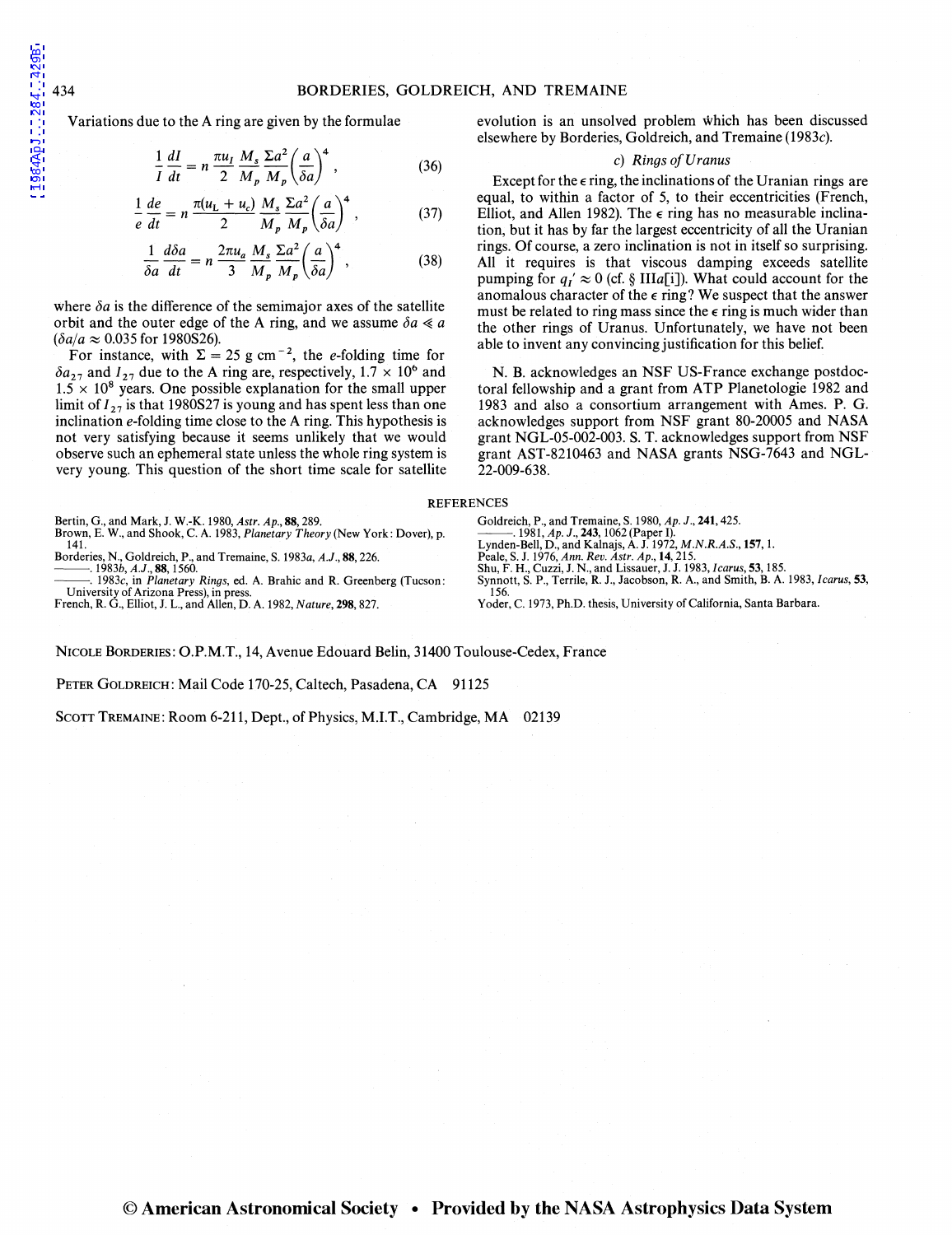Variations due to the A ring are given by the formulae

$$\frac{1}{I}\frac{dI}{dt} = n\frac{\pi u_I}{2}\frac{M_s}{M_p}\frac{\Sigma a^2}{M_p}\left(\frac{a}{\delta a}\right)^4, \tag{36}$$

$$\frac{1}{e}\frac{de}{dt} = n\frac{\pi(u_L + u_c)}{2}\frac{M_s}{M_p}\frac{\Sigma a^2}{M_p}\left(\frac{a}{\delta a}\right)^4, \tag{37}$$

$$\frac{1}{\delta a}\frac{d\delta a}{dt} = n\frac{2\pi u_a}{3}\frac{M_s}{M_p}\frac{\Sigma a^2}{M_p}\left(\frac{a}{\delta a}\right)^4, \tag{38}$$

where $\delta a$ is the difference of the semimajor axes of the satellite orbit and the outer edge of the A ring, and we assume $\delta a \ll a$ ($\delta a/a \approx 0.035$ for 1980S26).

For instance, with $\Sigma = 25$ g cm$^{-2}$, the $e$-folding time for $\delta a_{27}$ and $I_{27}$ due to the A ring are, respectively, $1.7 \times 10^6$ and $1.5 \times 10^8$ years. One possible explanation for the small upper limit of $I_{27}$ is that 1980S27 is young and has spent less than one inclination $e$-folding time close to the A ring. This hypothesis is not very satisfying because it seems unlikely that we would observe such an ephemeral state unless the whole ring system is very young. This question of the short time scale for satellite evolution is an unsolved problem which has been discussed elsewhere by Borderies, Goldreich, and Tremaine (1983*c*).

### *c) Rings of Uranus*

Except for the $\epsilon$ ring, the inclinations of the Uranian rings are equal, to within a factor of 5, to their eccentricities (French, Elliot, and Allen 1982). The $\epsilon$ ring has no measurable inclination, but it has by far the largest eccentricity of all the Uranian rings. Of course, a zero inclination is not in itself so surprising. All it requires is that viscous damping exceeds satellite pumping for $q_I' \approx 0$ (cf. § III*a*[i]). What could account for the anomalous character of the $\epsilon$ ring? We suspect that the answer must be related to ring mass since the $\epsilon$ ring is much wider than the other rings of Uranus. Unfortunately, we have not been able to invent any convincing justification for this belief.

N. B. acknowledges an NSF US-France exchange postdoctoral fellowship and a grant from ATP Planetologie 1982 and 1983 and also a consortium arrangement with Ames. P. G. acknowledges support from NSF grant 80-20005 and NASA grant NGL-05-002-003. S. T. acknowledges support from NSF grant AST-8210463 and NASA grants NSG-7643 and NGL-22-009-638.

## REFERENCES

Bertin, G., and Mark, J. W.-K. 1980, *Astr. Ap.*, **88**, 289.
Brown, E. W., and Shook, C. A. 1983, *Planetary Theory* (New York: Dover), p. 141.
Borderies, N., Goldreich, P., and Tremaine, S. 1983*a*, *A.J.*, **88**, 226.
———. 1983*b*, *A.J.*, **88**, 1560.
———. 1983*c*, in *Planetary Rings*, ed. A. Brahic and R. Greenberg (Tucson: University of Arizona Press), in press.
French, R. G., Elliot, J. L., and Allen, D. A. 1982, *Nature*, **298**, 827.
Goldreich, P., and Tremaine, S. 1980, *Ap. J.*, **241**, 425.
———. 1981, *Ap. J.*, **243**, 1062 (Paper I).
Lynden-Bell, D., and Kalnajs, A. J. 1972, *M.N.R.A.S.*, **157**, 1.
Peale, S. J. 1976, *Ann. Rev. Astr. Ap.*, **14**, 215.
Shu, F. H., Cuzzi, J. N., and Lissauer, J. J. 1983, *Icarus*, **53**, 185.
Synnott, S. P., Terrile, R. J., Jacobson, R. A., and Smith, B. A. 1983, *Icarus*, **53**, 156.
Yoder, C. 1973, Ph.D. thesis, University of California, Santa Barbara.

NICOLE BORDERIES: O.P.M.T., 14, Avenue Edouard Belin, 31400 Toulouse-Cedex, France

PETER GOLDREICH: Mail Code 170-25, Caltech, Pasadena, CA 91125

SCOTT TREMAINE: Room 6-211, Dept., of Physics, M.I.T., Cambridge, MA 02139